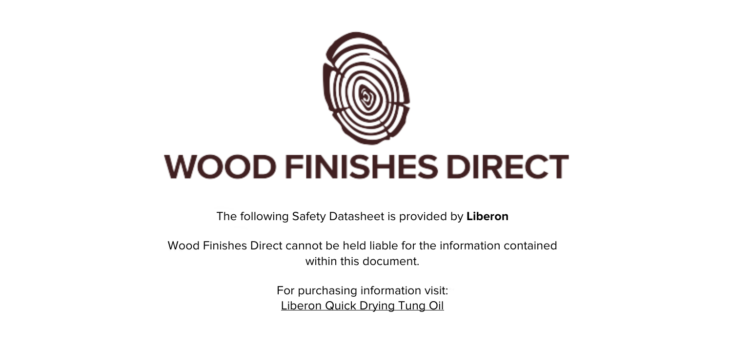# WOOD FINISHES DIRECT

The following Safety Datasheet is provided by **Liberon**

Wood Finishes Direct cannot be held liable for the information contained within this document.

For purchasing information visit:
Liberon Quick Drying Tung Oil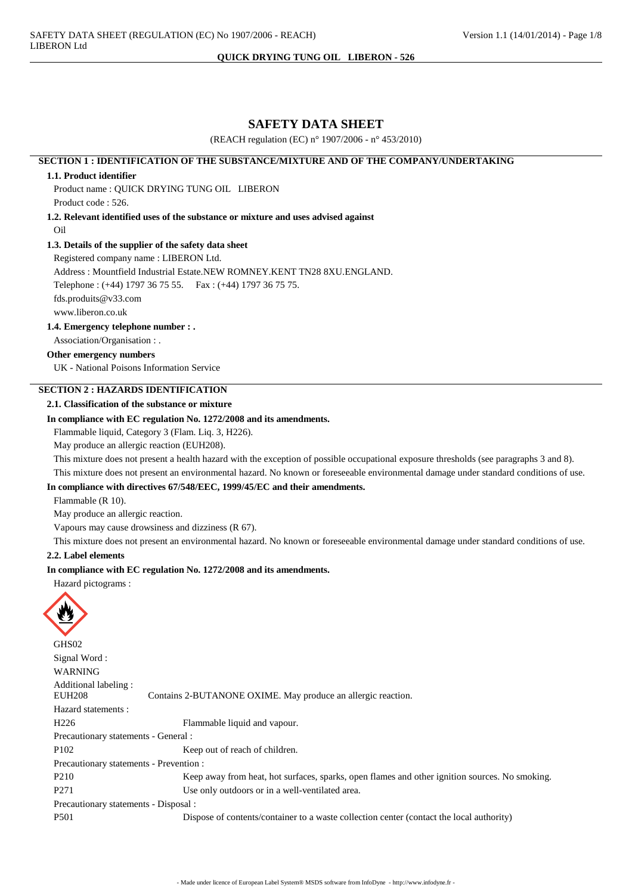# SAFETY DATA SHEET

(REACH regulation (EC) n° 1907/2006 - n° 453/2010)

## SECTION 1 : IDENTIFICATION OF THE SUBSTANCE/MIXTURE AND OF THE COMPANY/UNDERTAKING

### 1.1. Product identifier

Product name : QUICK DRYING TUNG OIL LIBERON

Product code : 526.

### 1.2. Relevant identified uses of the substance or mixture and uses advised against

Oil

### 1.3. Details of the supplier of the safety data sheet

Registered company name : LIBERON Ltd.

Address : Mountfield Industrial Estate.NEW ROMNEY.KENT TN28 8XU.ENGLAND.

Telephone : (+44) 1797 36 75 55. Fax : (+44) 1797 36 75 75.

fds.produits@v33.com

www.liberon.co.uk

### 1.4. Emergency telephone number : .

Association/Organisation : .

**Other emergency numbers**

UK - National Poisons Information Service

## SECTION 2 : HAZARDS IDENTIFICATION

### 2.1. Classification of the substance or mixture

**In compliance with EC regulation No. 1272/2008 and its amendments.**

Flammable liquid, Category 3 (Flam. Liq. 3, H226).

May produce an allergic reaction (EUH208).

This mixture does not present a health hazard with the exception of possible occupational exposure thresholds (see paragraphs 3 and 8).

This mixture does not present an environmental hazard. No known or foreseeable environmental damage under standard conditions of use.

**In compliance with directives 67/548/EEC, 1999/45/EC and their amendments.**

Flammable (R 10).

May produce an allergic reaction.

Vapours may cause drowsiness and dizziness (R 67).

This mixture does not present an environmental hazard. No known or foreseeable environmental damage under standard conditions of use.

### 2.2. Label elements

**In compliance with EC regulation No. 1272/2008 and its amendments.**

Hazard pictograms :

GHS02

Signal Word :

WARNING

Additional labeling :

| | |
|---|---|
| EUH208 | Contains 2-BUTANONE OXIME. May produce an allergic reaction. |

Hazard statements :

| | |
|---|---|
| H226 | Flammable liquid and vapour. |

Precautionary statements - General :

| | |
|---|---|
| P102 | Keep out of reach of children. |

Precautionary statements - Prevention :

| | |
|---|---|
| P210 | Keep away from heat, hot surfaces, sparks, open flames and other ignition sources. No smoking. |
| P271 | Use only outdoors or in a well-ventilated area. |

Precautionary statements - Disposal :

| | |
|---|---|
| P501 | Dispose of contents/container to a waste collection center (contact the local authority) |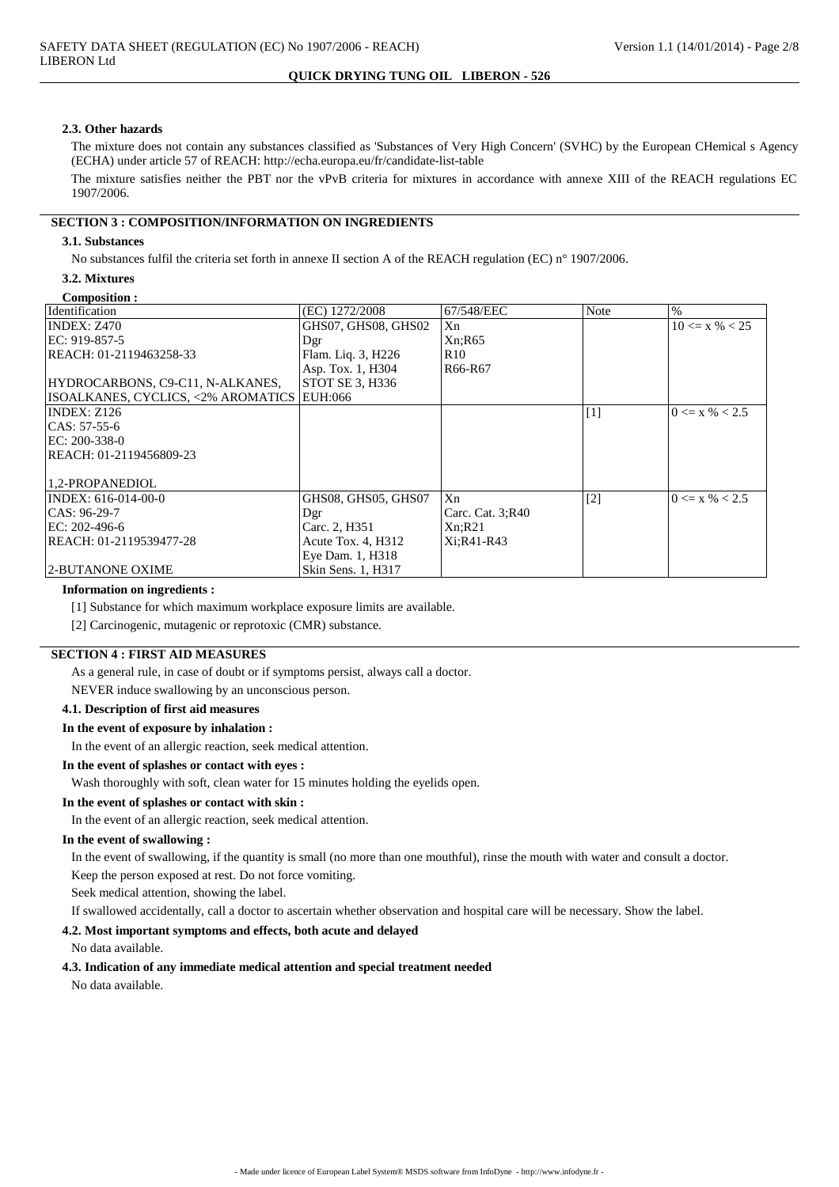#### 2.3. Other hazards

The mixture does not contain any substances classified as 'Substances of Very High Concern' (SVHC) by the European CHemical s Agency (ECHA) under article 57 of REACH: http://echa.europa.eu/fr/candidate-list-table

The mixture satisfies neither the PBT nor the vPvB criteria for mixtures in accordance with annexe XIII of the REACH regulations EC 1907/2006.

## SECTION 3 : COMPOSITION/INFORMATION ON INGREDIENTS

#### 3.1. Substances

No substances fulfil the criteria set forth in annexe II section A of the REACH regulation (EC) n° 1907/2006.

#### 3.2. Mixtures

**Composition :**

| Identification | (EC) 1272/2008 | 67/548/EEC | Note | % |
|---|---|---|---|---|
| INDEX: Z470<br>EC: 919-857-5<br>REACH: 01-2119463258-33<br><br>HYDROCARBONS, C9-C11, N-ALKANES, ISOALKANES, CYCLICS, <2% AROMATICS | GHS07, GHS08, GHS02<br>Dgr<br>Flam. Liq. 3, H226<br>Asp. Tox. 1, H304<br>STOT SE 3, H336<br>EUH:066 | Xn<br>Xn;R65<br>R10<br>R66-R67 | | 10 <= x % < 25 |
| INDEX: Z126<br>CAS: 57-55-6<br>EC: 200-338-0<br>REACH: 01-2119456809-23<br><br>1,2-PROPANEDIOL | | | [1] | 0 <= x % < 2.5 |
| INDEX: 616-014-00-0<br>CAS: 96-29-7<br>EC: 202-496-6<br>REACH: 01-2119539477-28<br><br>2-BUTANONE OXIME | GHS08, GHS05, GHS07<br>Dgr<br>Carc. 2, H351<br>Acute Tox. 4, H312<br>Eye Dam. 1, H318<br>Skin Sens. 1, H317 | Xn<br>Carc. Cat. 3;R40<br>Xn;R21<br>Xi;R41-R43 | [2] | 0 <= x % < 2.5 |

**Information on ingredients :**

[1] Substance for which maximum workplace exposure limits are available.

[2] Carcinogenic, mutagenic or reprotoxic (CMR) substance.

## SECTION 4 : FIRST AID MEASURES

As a general rule, in case of doubt or if symptoms persist, always call a doctor.

NEVER induce swallowing by an unconscious person.

#### 4.1. Description of first aid measures

**In the event of exposure by inhalation :**

In the event of an allergic reaction, seek medical attention.

**In the event of splashes or contact with eyes :**

Wash thoroughly with soft, clean water for 15 minutes holding the eyelids open.

**In the event of splashes or contact with skin :**

In the event of an allergic reaction, seek medical attention.

**In the event of swallowing :**

In the event of swallowing, if the quantity is small (no more than one mouthful), rinse the mouth with water and consult a doctor.

Keep the person exposed at rest. Do not force vomiting.

Seek medical attention, showing the label.

If swallowed accidentally, call a doctor to ascertain whether observation and hospital care will be necessary. Show the label.

#### 4.2. Most important symptoms and effects, both acute and delayed

No data available.

#### 4.3. Indication of any immediate medical attention and special treatment needed

No data available.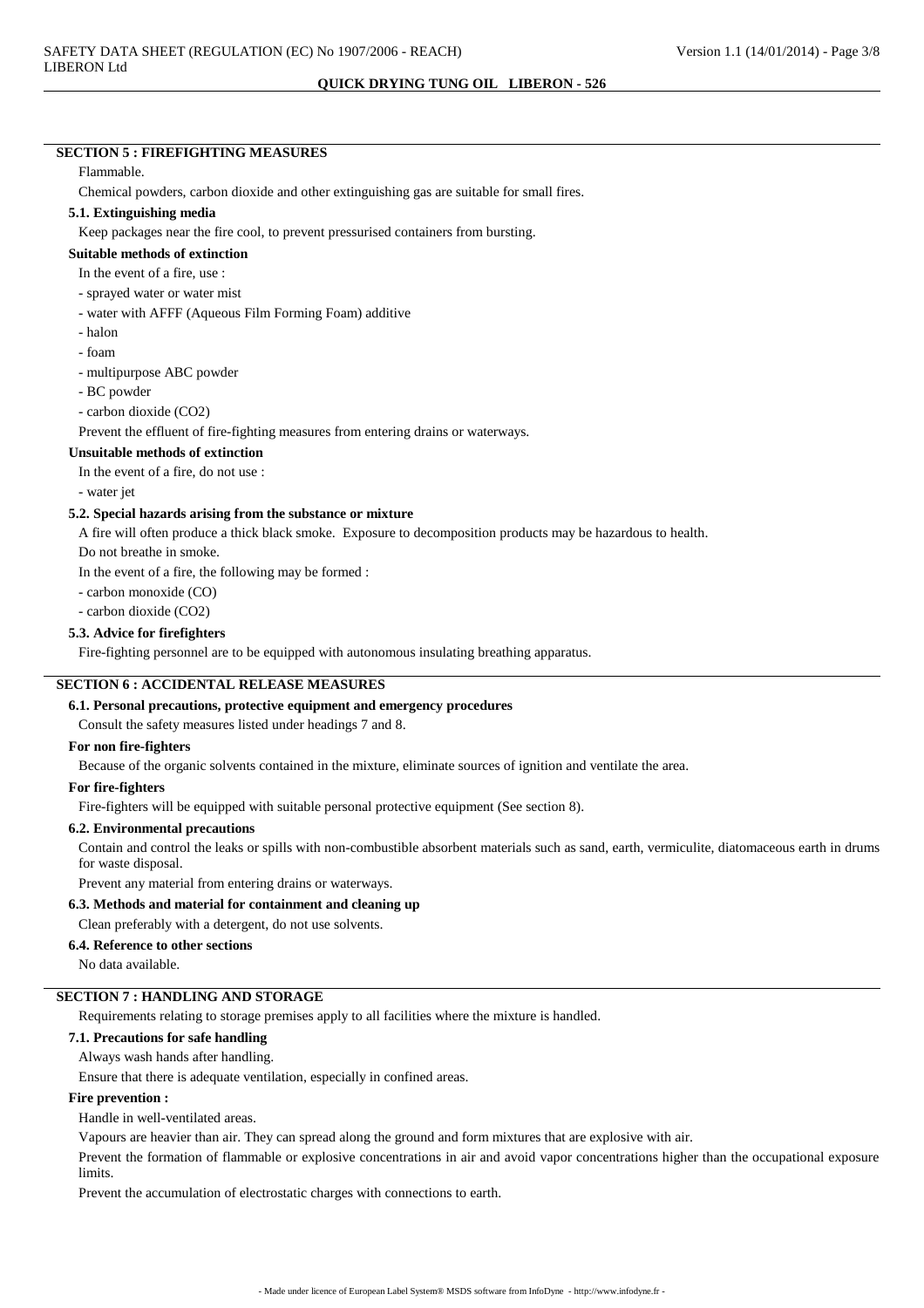## SECTION 5 : FIREFIGHTING MEASURES

Flammable.

Chemical powders, carbon dioxide and other extinguishing gas are suitable for small fires.

### 5.1. Extinguishing media

Keep packages near the fire cool, to prevent pressurised containers from bursting.

**Suitable methods of extinction**

In the event of a fire, use :

- sprayed water or water mist
- water with AFFF (Aqueous Film Forming Foam) additive
- halon
- foam
- multipurpose ABC powder
- BC powder
- carbon dioxide ($CO_2$)

Prevent the effluent of fire-fighting measures from entering drains or waterways.

**Unsuitable methods of extinction**

In the event of a fire, do not use :

- water jet

### 5.2. Special hazards arising from the substance or mixture

A fire will often produce a thick black smoke. Exposure to decomposition products may be hazardous to health.

Do not breathe in smoke.

In the event of a fire, the following may be formed :

- carbon monoxide (CO)
- carbon dioxide ($CO_2$)

### 5.3. Advice for firefighters

Fire-fighting personnel are to be equipped with autonomous insulating breathing apparatus.

## SECTION 6 : ACCIDENTAL RELEASE MEASURES

### 6.1. Personal precautions, protective equipment and emergency procedures

Consult the safety measures listed under headings 7 and 8.

**For non fire-fighters**

Because of the organic solvents contained in the mixture, eliminate sources of ignition and ventilate the area.

**For fire-fighters**

Fire-fighters will be equipped with suitable personal protective equipment (See section 8).

### 6.2. Environmental precautions

Contain and control the leaks or spills with non-combustible absorbent materials such as sand, earth, vermiculite, diatomaceous earth in drums for waste disposal.

Prevent any material from entering drains or waterways.

### 6.3. Methods and material for containment and cleaning up

Clean preferably with a detergent, do not use solvents.

### 6.4. Reference to other sections

No data available.

## SECTION 7 : HANDLING AND STORAGE

Requirements relating to storage premises apply to all facilities where the mixture is handled.

### 7.1. Precautions for safe handling

Always wash hands after handling.

Ensure that there is adequate ventilation, especially in confined areas.

**Fire prevention :**

Handle in well-ventilated areas.

Vapours are heavier than air. They can spread along the ground and form mixtures that are explosive with air.

Prevent the formation of flammable or explosive concentrations in air and avoid vapor concentrations higher than the occupational exposure limits.

Prevent the accumulation of electrostatic charges with connections to earth.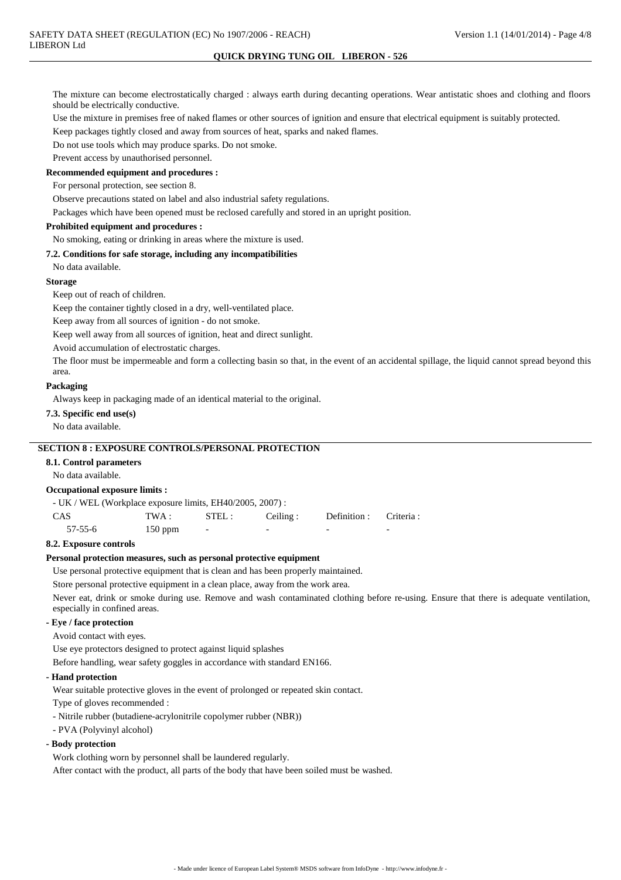The mixture can become electrostatically charged : always earth during decanting operations. Wear antistatic shoes and clothing and floors should be electrically conductive.

Use the mixture in premises free of naked flames or other sources of ignition and ensure that electrical equipment is suitably protected.

Keep packages tightly closed and away from sources of heat, sparks and naked flames.

Do not use tools which may produce sparks. Do not smoke.

Prevent access by unauthorised personnel.

**Recommended equipment and procedures :**

For personal protection, see section 8.

Observe precautions stated on label and also industrial safety regulations.

Packages which have been opened must be reclosed carefully and stored in an upright position.

**Prohibited equipment and procedures :**

No smoking, eating or drinking in areas where the mixture is used.

**7.2. Conditions for safe storage, including any incompatibilities**

No data available.

**Storage**

Keep out of reach of children.

Keep the container tightly closed in a dry, well-ventilated place.

Keep away from all sources of ignition - do not smoke.

Keep well away from all sources of ignition, heat and direct sunlight.

Avoid accumulation of electrostatic charges.

The floor must be impermeable and form a collecting basin so that, in the event of an accidental spillage, the liquid cannot spread beyond this area.

**Packaging**

Always keep in packaging made of an identical material to the original.

**7.3. Specific end use(s)**

No data available.

## SECTION 8 : EXPOSURE CONTROLS/PERSONAL PROTECTION

**8.1. Control parameters**

No data available.

**Occupational exposure limits :**

- UK / WEL (Workplace exposure limits, EH40/2005, 2007) :

| CAS | TWA : | STEL : | Ceiling : | Definition : | Criteria : |
|---|---|---|---|---|---|
| 57-55-6 | 150 ppm | - | - | - | - |

**8.2. Exposure controls**

**Personal protection measures, such as personal protective equipment**

Use personal protective equipment that is clean and has been properly maintained.

Store personal protective equipment in a clean place, away from the work area.

Never eat, drink or smoke during use. Remove and wash contaminated clothing before re-using. Ensure that there is adequate ventilation, especially in confined areas.

**- Eye / face protection**

Avoid contact with eyes.

Use eye protectors designed to protect against liquid splashes

Before handling, wear safety goggles in accordance with standard EN166.

**- Hand protection**

Wear suitable protective gloves in the event of prolonged or repeated skin contact.

Type of gloves recommended :

- Nitrile rubber (butadiene-acrylonitrile copolymer rubber (NBR))
- PVA (Polyvinyl alcohol)

**- Body protection**

Work clothing worn by personnel shall be laundered regularly.

After contact with the product, all parts of the body that have been soiled must be washed.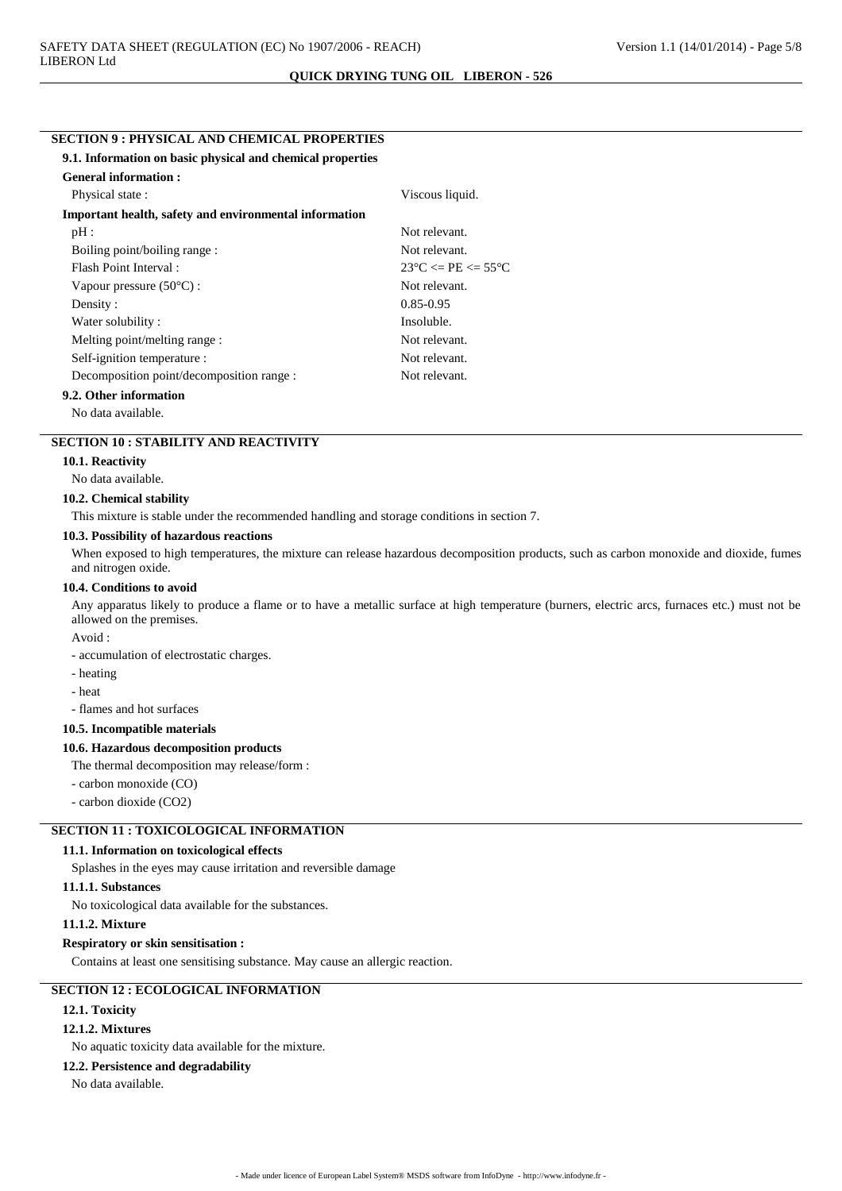## SECTION 9 : PHYSICAL AND CHEMICAL PROPERTIES

### 9.1. Information on basic physical and chemical properties

**General information :**

| | |
|---|---|
| Physical state : | Viscous liquid. |

**Important health, safety and environmental information**

| | |
|---|---|
| pH : | Not relevant. |
| Boiling point/boiling range : | Not relevant. |
| Flash Point Interval : | 23°C <= PE <= 55°C |
| Vapour pressure (50°C) : | Not relevant. |
| Density : | 0.85-0.95 |
| Water solubility : | Insoluble. |
| Melting point/melting range : | Not relevant. |
| Self-ignition temperature : | Not relevant. |
| Decomposition point/decomposition range : | Not relevant. |

### 9.2. Other information

No data available.

## SECTION 10 : STABILITY AND REACTIVITY

### 10.1. Reactivity

No data available.

### 10.2. Chemical stability

This mixture is stable under the recommended handling and storage conditions in section 7.

### 10.3. Possibility of hazardous reactions

When exposed to high temperatures, the mixture can release hazardous decomposition products, such as carbon monoxide and dioxide, fumes and nitrogen oxide.

### 10.4. Conditions to avoid

Any apparatus likely to produce a flame or to have a metallic surface at high temperature (burners, electric arcs, furnaces etc.) must not be allowed on the premises.

Avoid :

- accumulation of electrostatic charges.
- heating
- heat
- flames and hot surfaces

### 10.5. Incompatible materials

### 10.6. Hazardous decomposition products

The thermal decomposition may release/form :

- carbon monoxide (CO)
- carbon dioxide ($CO_2$)

## SECTION 11 : TOXICOLOGICAL INFORMATION

### 11.1. Information on toxicological effects

Splashes in the eyes may cause irritation and reversible damage

#### 11.1.1. Substances

No toxicological data available for the substances.

#### 11.1.2. Mixture

**Respiratory or skin sensitisation :**

Contains at least one sensitising substance. May cause an allergic reaction.

## SECTION 12 : ECOLOGICAL INFORMATION

### 12.1. Toxicity

#### 12.1.2. Mixtures

No aquatic toxicity data available for the mixture.

### 12.2. Persistence and degradability

No data available.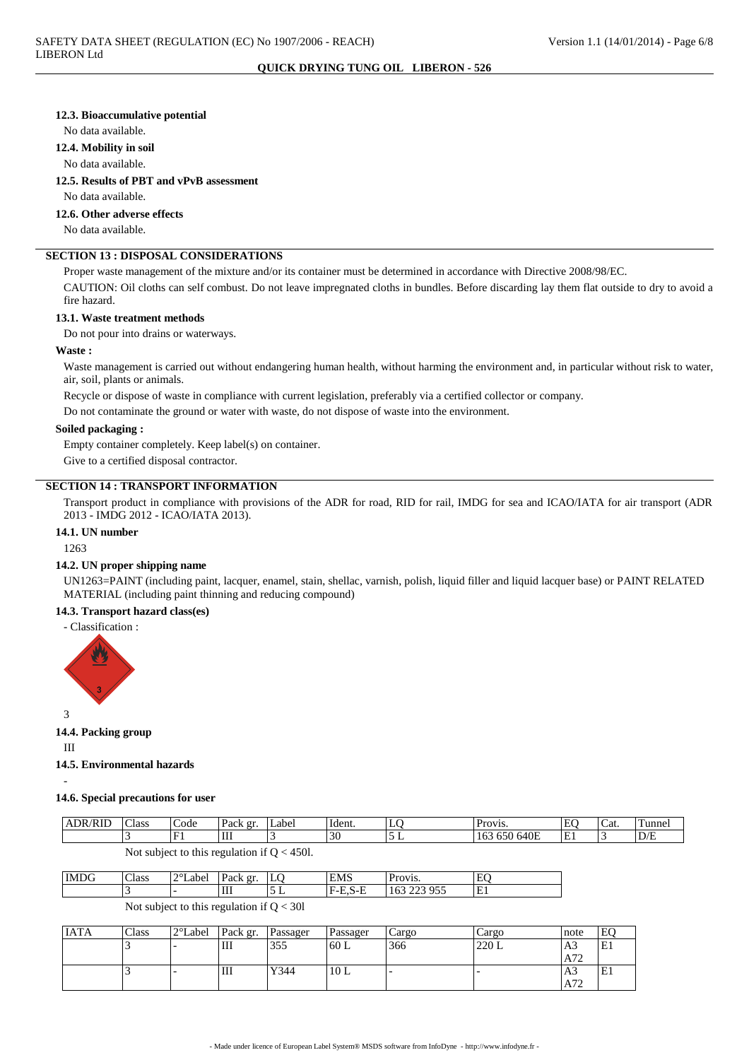### 12.3. Bioaccumulative potential

No data available.

### 12.4. Mobility in soil

No data available.

### 12.5. Results of PBT and vPvB assessment

No data available.

### 12.6. Other adverse effects

No data available.

## SECTION 13 : DISPOSAL CONSIDERATIONS

Proper waste management of the mixture and/or its container must be determined in accordance with Directive 2008/98/EC.

CAUTION: Oil cloths can self combust. Do not leave impregnated cloths in bundles. Before discarding lay them flat outside to dry to avoid a fire hazard.

### 13.1. Waste treatment methods

Do not pour into drains or waterways.

**Waste :**

Waste management is carried out without endangering human health, without harming the environment and, in particular without risk to water, air, soil, plants or animals.

Recycle or dispose of waste in compliance with current legislation, preferably via a certified collector or company.

Do not contaminate the ground or water with waste, do not dispose of waste into the environment.

**Soiled packaging :**

Empty container completely. Keep label(s) on container.

Give to a certified disposal contractor.

## SECTION 14 : TRANSPORT INFORMATION

Transport product in compliance with provisions of the ADR for road, RID for rail, IMDG for sea and ICAO/IATA for air transport (ADR 2013 - IMDG 2012 - ICAO/IATA 2013).

### 14.1. UN number

1263

### 14.2. UN proper shipping name

UN1263=PAINT (including paint, lacquer, enamel, stain, shellac, varnish, polish, liquid filler and liquid lacquer base) or PAINT RELATED MATERIAL (including paint thinning and reducing compound)

### 14.3. Transport hazard class(es)

- Classification :

3

### 14.4. Packing group

III

### 14.5. Environmental hazards

-

### 14.6. Special precautions for user

| ADR/RID | Class | Code | Pack gr. | Label | Ident. | LQ | Provis. | EQ | Cat. | Tunnel |
|---|---|---|---|---|---|---|---|---|---|---|
| | 3 | F1 | III | 3 | 30 | 5 L | 163 650 640E | E1 | 3 | D/E |

Not subject to this regulation if Q < 450l.

| IMDG | Class | 2°Label | Pack gr. | LQ | EMS | Provis. | EQ |
|---|---|---|---|---|---|---|---|
| | 3 | - | III | 5 L | F-E,S-E | 163 223 955 | E1 |

Not subject to this regulation if Q < 30l

| IATA | Class | 2°Label | Pack gr. | Passager | Passager | Cargo | Cargo | note | EQ |
|---|---|---|---|---|---|---|---|---|---|
| | 3 | - | III | 355 | 60 L | 366 | 220 L | A3 A72 | E1 |
| | 3 | - | III | Y344 | 10 L | - | - | A3 A72 | E1 |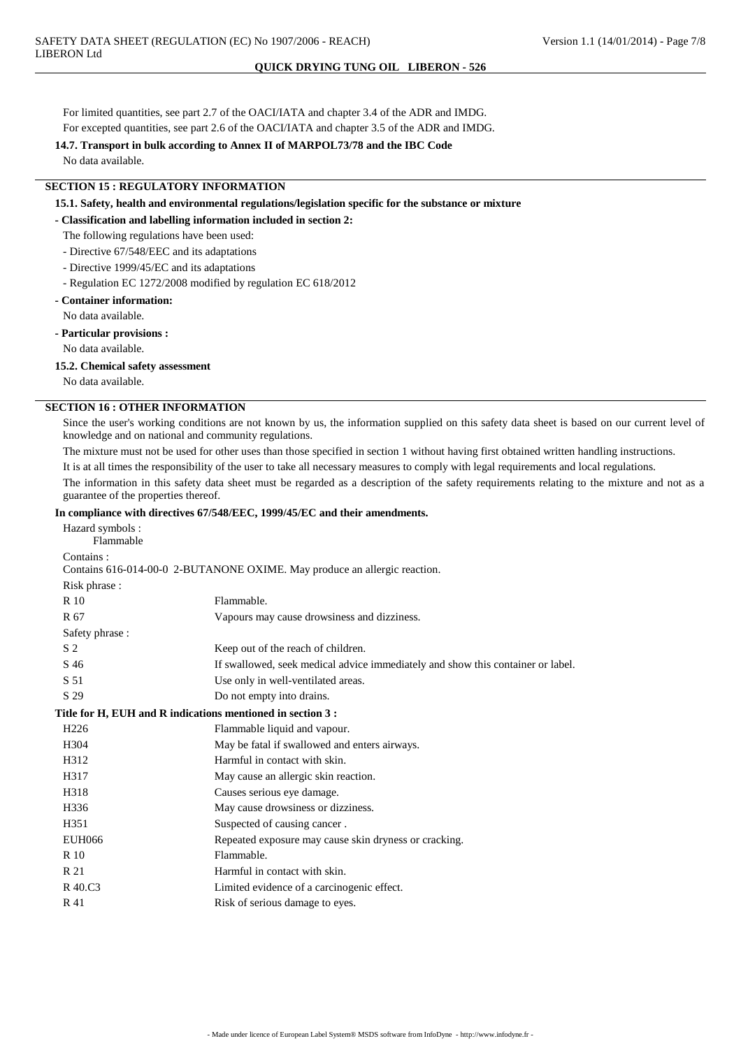For limited quantities, see part 2.7 of the OACI/IATA and chapter 3.4 of the ADR and IMDG.

For excepted quantities, see part 2.6 of the OACI/IATA and chapter 3.5 of the ADR and IMDG.

### 14.7. Transport in bulk according to Annex II of MARPOL73/78 and the IBC Code

No data available.

## SECTION 15 : REGULATORY INFORMATION

### 15.1. Safety, health and environmental regulations/legislation specific for the substance or mixture

**- Classification and labelling information included in section 2:**

The following regulations have been used:

- Directive 67/548/EEC and its adaptations
- Directive 1999/45/EC and its adaptations
- Regulation EC 1272/2008 modified by regulation EC 618/2012

**- Container information:**

No data available.

**- Particular provisions :**

No data available.

### 15.2. Chemical safety assessment

No data available.

## SECTION 16 : OTHER INFORMATION

Since the user's working conditions are not known by us, the information supplied on this safety data sheet is based on our current level of knowledge and on national and community regulations.

The mixture must not be used for other uses than those specified in section 1 without having first obtained written handling instructions.

It is at all times the responsibility of the user to take all necessary measures to comply with legal requirements and local regulations.

The information in this safety data sheet must be regarded as a description of the safety requirements relating to the mixture and not as a guarantee of the properties thereof.

**In compliance with directives 67/548/EEC, 1999/45/EC and their amendments.**

Hazard symbols :
Flammable

Contains :
Contains 616-014-00-0 2-BUTANONE OXIME. May produce an allergic reaction.

Risk phrase :

| | |
|---|---|
| R 10 | Flammable. |
| R 67 | Vapours may cause drowsiness and dizziness. |

Safety phrase :

| | |
|---|---|
| S 2 | Keep out of the reach of children. |
| S 46 | If swallowed, seek medical advice immediately and show this container or label. |
| S 51 | Use only in well-ventilated areas. |
| S 29 | Do not empty into drains. |

**Title for H, EUH and R indications mentioned in section 3 :**

| | |
|---|---|
| H226 | Flammable liquid and vapour. |
| H304 | May be fatal if swallowed and enters airways. |
| H312 | Harmful in contact with skin. |
| H317 | May cause an allergic skin reaction. |
| H318 | Causes serious eye damage. |
| H336 | May cause drowsiness or dizziness. |
| H351 | Suspected of causing cancer . |
| EUH066 | Repeated exposure may cause skin dryness or cracking. |
| R 10 | Flammable. |
| R 21 | Harmful in contact with skin. |
| R 40.C3 | Limited evidence of a carcinogenic effect. |
| R 41 | Risk of serious damage to eyes. |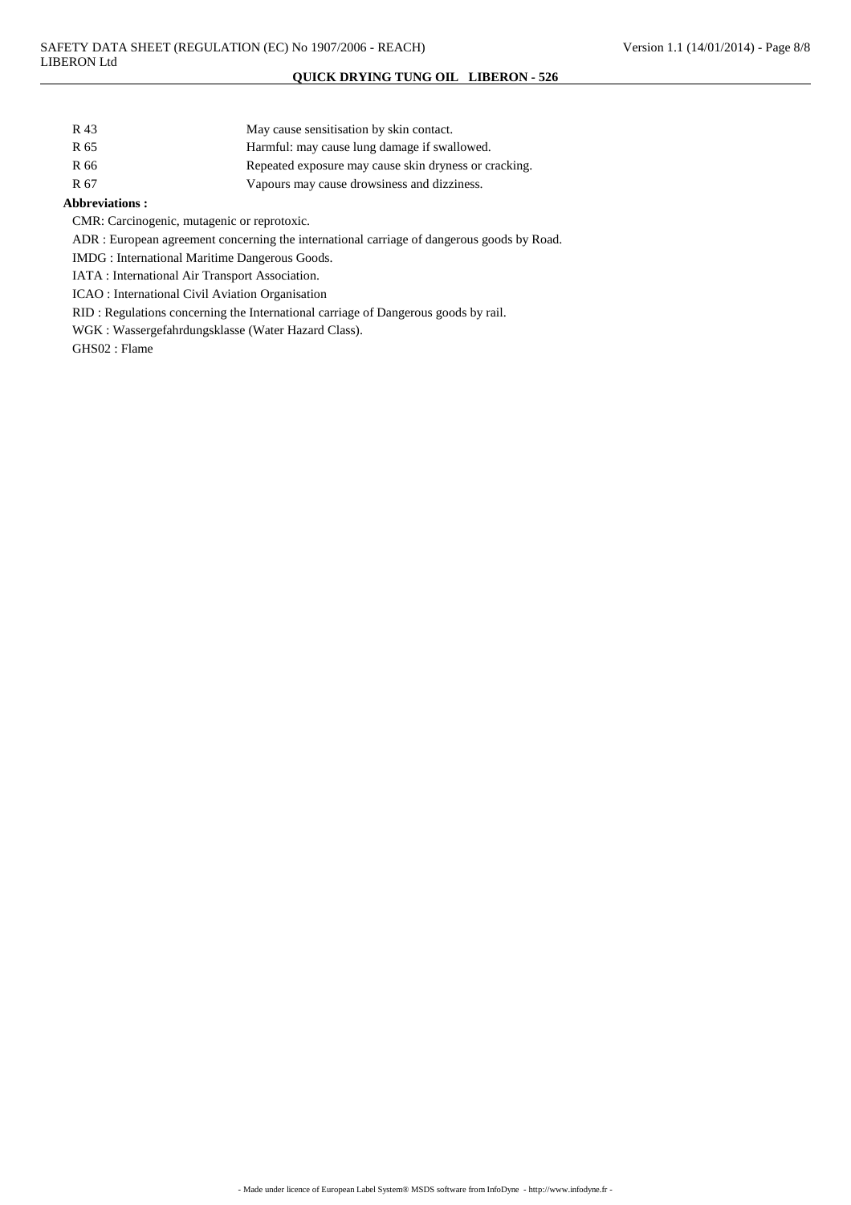| | |
|---|---|
| R 43 | May cause sensitisation by skin contact. |
| R 65 | Harmful: may cause lung damage if swallowed. |
| R 66 | Repeated exposure may cause skin dryness or cracking. |
| R 67 | Vapours may cause drowsiness and dizziness. |

**Abbreviations :**

CMR: Carcinogenic, mutagenic or reprotoxic.

ADR : European agreement concerning the international carriage of dangerous goods by Road.

IMDG : International Maritime Dangerous Goods.

IATA : International Air Transport Association.

ICAO : International Civil Aviation Organisation

RID : Regulations concerning the International carriage of Dangerous goods by rail.

WGK : Wassergefahrdungsklasse (Water Hazard Class).

GHS02 : Flame